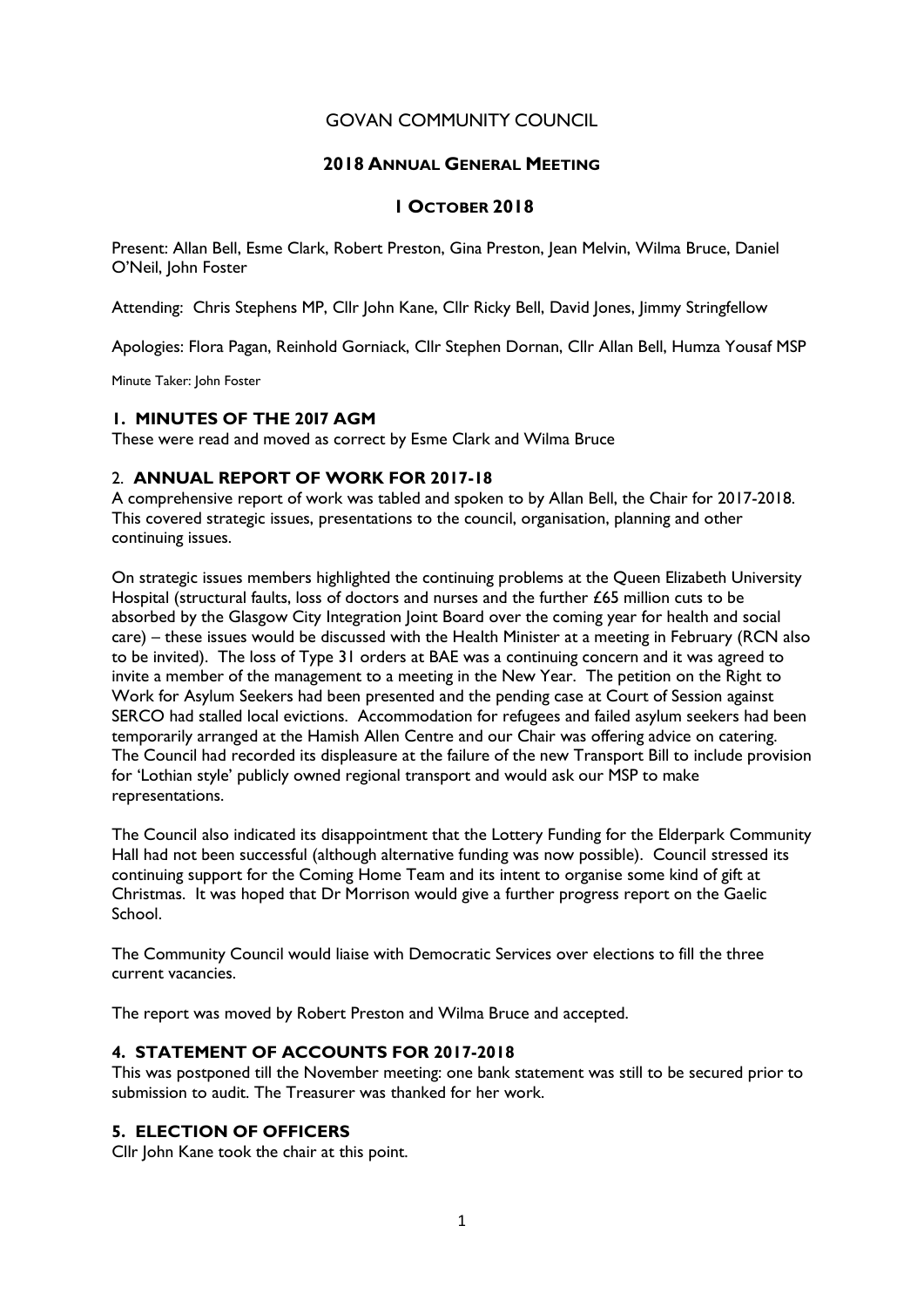# GOVAN COMMUNITY COUNCIL

## 2018 ANNUAL GENERAL MEETING

## 1 OCTOBER 2018

Present: Allan Bell, Esme Clark, Robert Preston, Gina Preston, Jean Melvin, Wilma Bruce, Daniel O'Neil, John Foster

Attending: Chris Stephens MP, Cllr John Kane, Cllr Ricky Bell, David Jones, Jimmy Stringfellow

Apologies: Flora Pagan, Reinhold Gorniack, Cllr Stephen Dornan, Cllr Allan Bell, Humza Yousaf MSP

Minute Taker: John Foster

### 1. MINUTES OF THE 2017 AGM

These were read and moved as correct by Esme Clark and Wilma Bruce

### 2. ANNUAL REPORT OF WORK FOR 2017-18

A comprehensive report of work was tabled and spoken to by Allan Bell, the Chair for 2017-2018. This covered strategic issues, presentations to the council, organisation, planning and other continuing issues.

On strategic issues members highlighted the continuing problems at the Queen Elizabeth University Hospital (structural faults, loss of doctors and nurses and the further £65 million cuts to be absorbed by the Glasgow City Integration Joint Board over the coming year for health and social care) – these issues would be discussed with the Health Minister at a meeting in February (RCN also to be invited). The loss of Type 31 orders at BAE was a continuing concern and it was agreed to invite a member of the management to a meeting in the New Year. The petition on the Right to Work for Asylum Seekers had been presented and the pending case at Court of Session against SERCO had stalled local evictions. Accommodation for refugees and failed asylum seekers had been temporarily arranged at the Hamish Allen Centre and our Chair was offering advice on catering. The Council had recorded its displeasure at the failure of the new Transport Bill to include provision for 'Lothian style' publicly owned regional transport and would ask our MSP to make representations.

The Council also indicated its disappointment that the Lottery Funding for the Elderpark Community Hall had not been successful (although alternative funding was now possible). Council stressed its continuing support for the Coming Home Team and its intent to organise some kind of gift at Christmas. It was hoped that Dr Morrison would give a further progress report on the Gaelic School.

The Community Council would liaise with Democratic Services over elections to fill the three current vacancies.

The report was moved by Robert Preston and Wilma Bruce and accepted.

### 4. STATEMENT OF ACCOUNTS FOR 2017-2018

This was postponed till the November meeting: one bank statement was still to be secured prior to submission to audit. The Treasurer was thanked for her work.

### 5. ELECTION OF OFFICERS

Cllr John Kane took the chair at this point.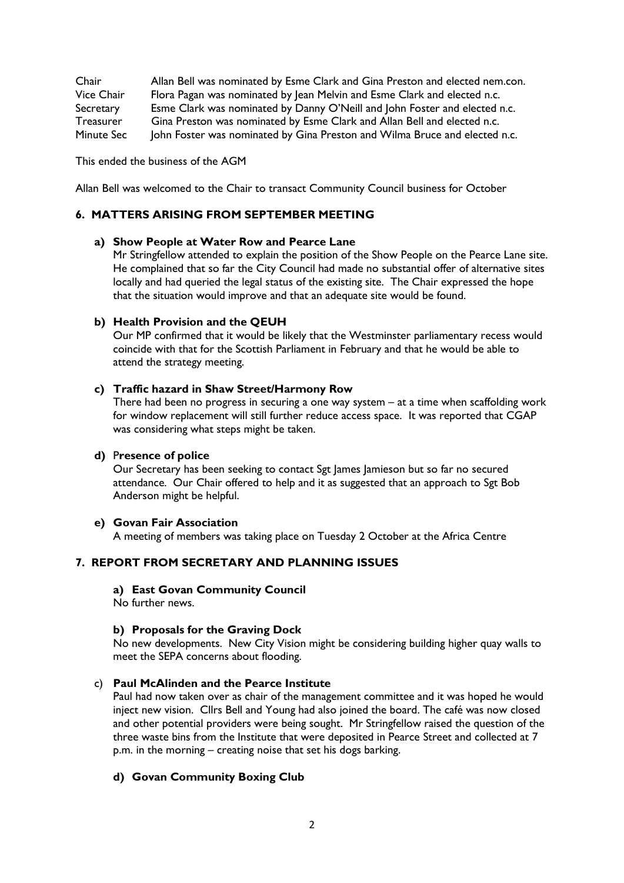| | |
|---|---|
| Chair | Allan Bell was nominated by Esme Clark and Gina Preston and elected nem.con. |
| Vice Chair | Flora Pagan was nominated by Jean Melvin and Esme Clark and elected n.c. |
| Secretary | Esme Clark was nominated by Danny O'Neill and John Foster and elected n.c. |
| Treasurer | Gina Preston was nominated by Esme Clark and Allan Bell and elected n.c. |
| Minute Sec | John Foster was nominated by Gina Preston and Wilma Bruce and elected n.c. |

This ended the business of the AGM

Allan Bell was welcomed to the Chair to transact Community Council business for October

## 6. MATTERS ARISING FROM SEPTEMBER MEETING

**a) Show People at Water Row and Pearce Lane**

Mr Stringfellow attended to explain the position of the Show People on the Pearce Lane site. He complained that so far the City Council had made no substantial offer of alternative sites locally and had queried the legal status of the existing site. The Chair expressed the hope that the situation would improve and that an adequate site would be found.

**b) Health Provision and the QEUH**

Our MP confirmed that it would be likely that the Westminster parliamentary recess would coincide with that for the Scottish Parliament in February and that he would be able to attend the strategy meeting.

**c) Traffic hazard in Shaw Street/Harmony Row**

There had been no progress in securing a one way system – at a time when scaffolding work for window replacement will still further reduce access space. It was reported that CGAP was considering what steps might be taken.

**d) Presence of police**

Our Secretary has been seeking to contact Sgt James Jamieson but so far no secured attendance. Our Chair offered to help and it as suggested that an approach to Sgt Bob Anderson might be helpful.

**e) Govan Fair Association**

A meeting of members was taking place on Tuesday 2 October at the Africa Centre

## 7. REPORT FROM SECRETARY AND PLANNING ISSUES

**a) East Govan Community Council**

No further news.

**b) Proposals for the Graving Dock**

No new developments. New City Vision might be considering building higher quay walls to meet the SEPA concerns about flooding.

c) **Paul McAlinden and the Pearce Institute**

Paul had now taken over as chair of the management committee and it was hoped he would inject new vision. Cllrs Bell and Young had also joined the board. The café was now closed and other potential providers were being sought. Mr Stringfellow raised the question of the three waste bins from the Institute that were deposited in Pearce Street and collected at 7 p.m. in the morning – creating noise that set his dogs barking.

**d) Govan Community Boxing Club**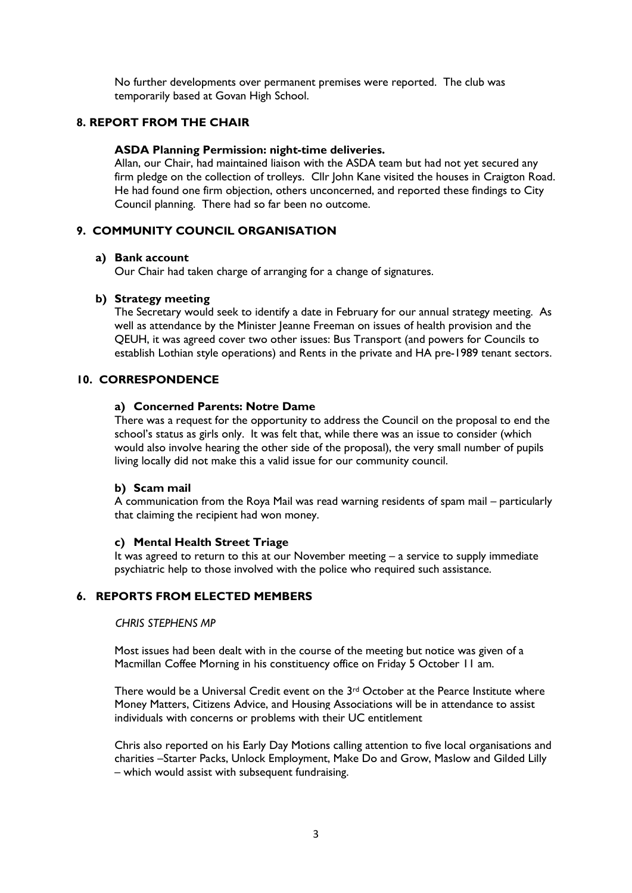No further developments over permanent premises were reported. The club was temporarily based at Govan High School.

## 8. REPORT FROM THE CHAIR

**ASDA Planning Permission: night-time deliveries.**

Allan, our Chair, had maintained liaison with the ASDA team but had not yet secured any firm pledge on the collection of trolleys. Cllr John Kane visited the houses in Craigton Road. He had found one firm objection, others unconcerned, and reported these findings to City Council planning. There had so far been no outcome.

## 9. COMMUNITY COUNCIL ORGANISATION

**a) Bank account**

Our Chair had taken charge of arranging for a change of signatures.

**b) Strategy meeting**

The Secretary would seek to identify a date in February for our annual strategy meeting. As well as attendance by the Minister Jeanne Freeman on issues of health provision and the QEUH, it was agreed cover two other issues: Bus Transport (and powers for Councils to establish Lothian style operations) and Rents in the private and HA pre-1989 tenant sectors.

## 10. CORRESPONDENCE

**a) Concerned Parents: Notre Dame**

There was a request for the opportunity to address the Council on the proposal to end the school's status as girls only. It was felt that, while there was an issue to consider (which would also involve hearing the other side of the proposal), the very small number of pupils living locally did not make this a valid issue for our community council.

**b) Scam mail**

A communication from the Roya Mail was read warning residents of spam mail – particularly that claiming the recipient had won money.

**c) Mental Health Street Triage**

It was agreed to return to this at our November meeting – a service to supply immediate psychiatric help to those involved with the police who required such assistance.

## 6. REPORTS FROM ELECTED MEMBERS

*CHRIS STEPHENS MP*

Most issues had been dealt with in the course of the meeting but notice was given of a Macmillan Coffee Morning in his constituency office on Friday 5 October 11 am.

There would be a Universal Credit event on the 3rd October at the Pearce Institute where Money Matters, Citizens Advice, and Housing Associations will be in attendance to assist individuals with concerns or problems with their UC entitlement

Chris also reported on his Early Day Motions calling attention to five local organisations and charities –Starter Packs, Unlock Employment, Make Do and Grow, Maslow and Gilded Lilly – which would assist with subsequent fundraising.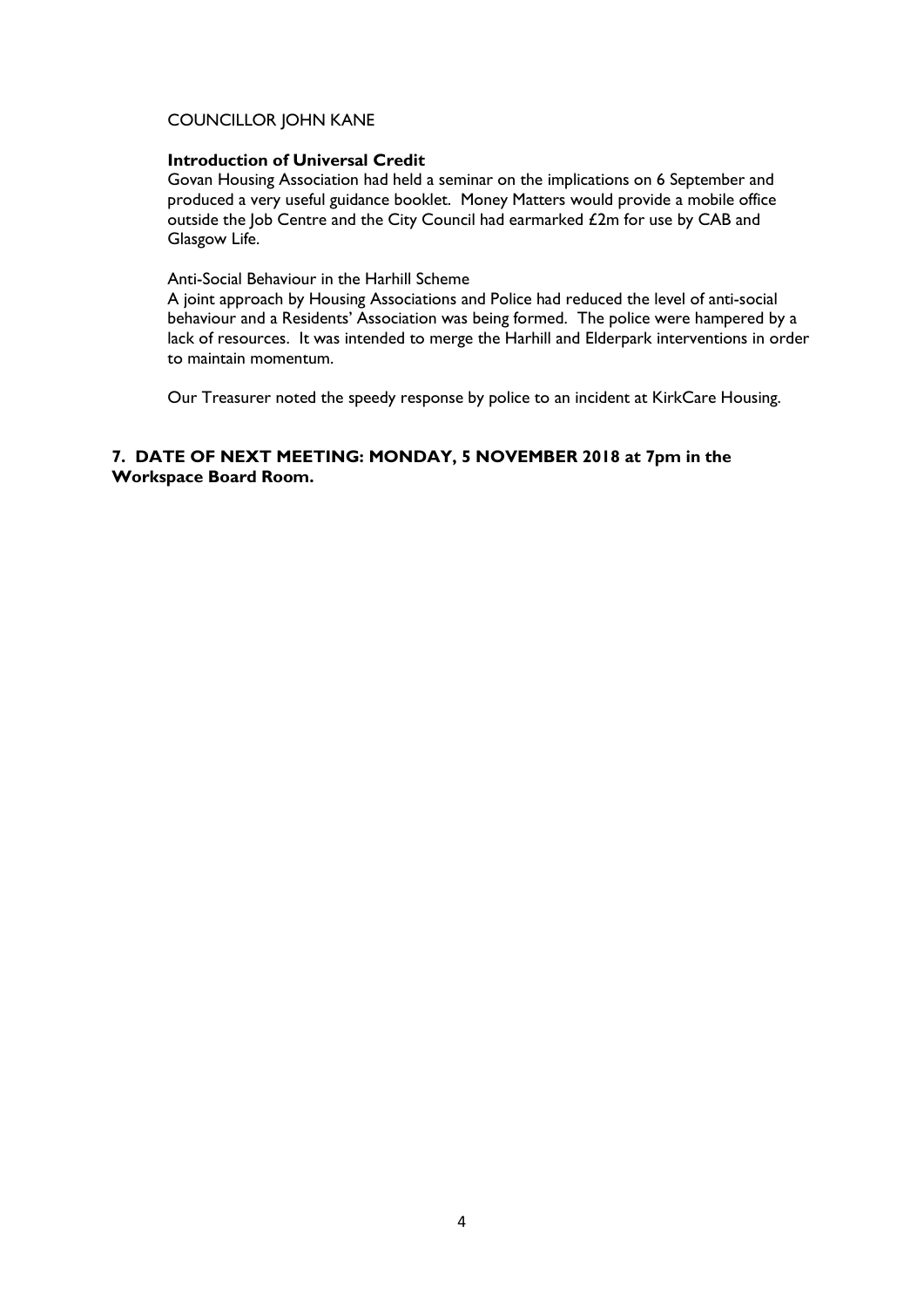COUNCILLOR JOHN KANE

**Introduction of Universal Credit**

Govan Housing Association had held a seminar on the implications on 6 September and produced a very useful guidance booklet. Money Matters would provide a mobile office outside the Job Centre and the City Council had earmarked £2m for use by CAB and Glasgow Life.

Anti-Social Behaviour in the Harhill Scheme

A joint approach by Housing Associations and Police had reduced the level of anti-social behaviour and a Residents' Association was being formed. The police were hampered by a lack of resources. It was intended to merge the Harhill and Elderpark interventions in order to maintain momentum.

Our Treasurer noted the speedy response by police to an incident at KirkCare Housing.

**7. DATE OF NEXT MEETING: MONDAY, 5 NOVEMBER 2018 at 7pm in the Workspace Board Room.**